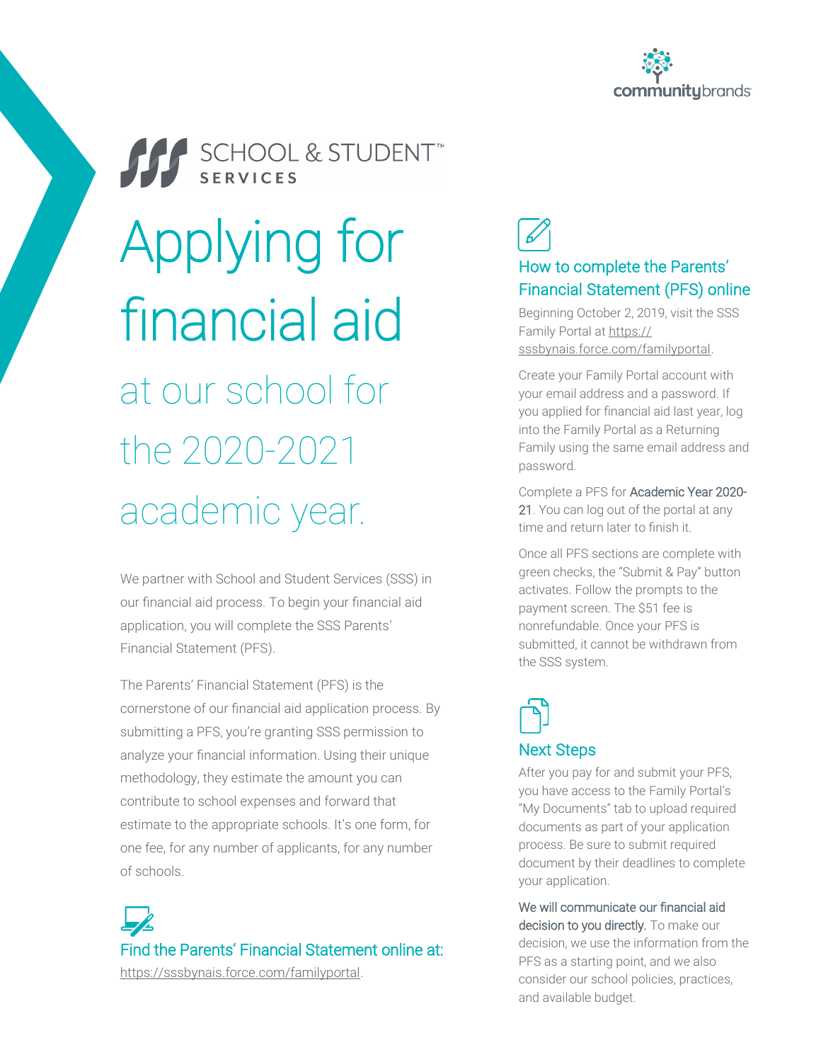SCHOOL & STUDENT™ SERVICES

# Applying for financial aid

## at our school for the 2020-2021 academic year.

We partner with School and Student Services (SSS) in our financial aid process. To begin your financial aid application, you will complete the SSS Parents' Financial Statement (PFS).

The Parents' Financial Statement (PFS) is the cornerstone of our financial aid application process. By submitting a PFS, you're granting SSS permission to analyze your financial information. Using their unique methodology, they estimate the amount you can contribute to school expenses and forward that estimate to the appropriate schools. It's one form, for one fee, for any number of applicants, for any number of schools.

### Find the Parents' Financial Statement online at:

https://sssbynais.force.com/familyportal.

### How to complete the Parents' Financial Statement (PFS) online

Beginning October 2, 2019, visit the SSS Family Portal at https://sssbynais.force.com/familyportal.

Create your Family Portal account with your email address and a password. If you applied for financial aid last year, log into the Family Portal as a Returning Family using the same email address and password.

Complete a PFS for **Academic Year 2020-21**. You can log out of the portal at any time and return later to finish it.

Once all PFS sections are complete with green checks, the "Submit & Pay" button activates. Follow the prompts to the payment screen. The $51 fee is nonrefundable. Once your PFS is submitted, it cannot be withdrawn from the SSS system.

### Next Steps

After you pay for and submit your PFS, you have access to the Family Portal's "My Documents" tab to upload required documents as part of your application process. Be sure to submit required document by their deadlines to complete your application.

**We will communicate our financial aid decision to you directly.** To make our decision, we use the information from the PFS as a starting point, and we also consider our school policies, practices, and available budget.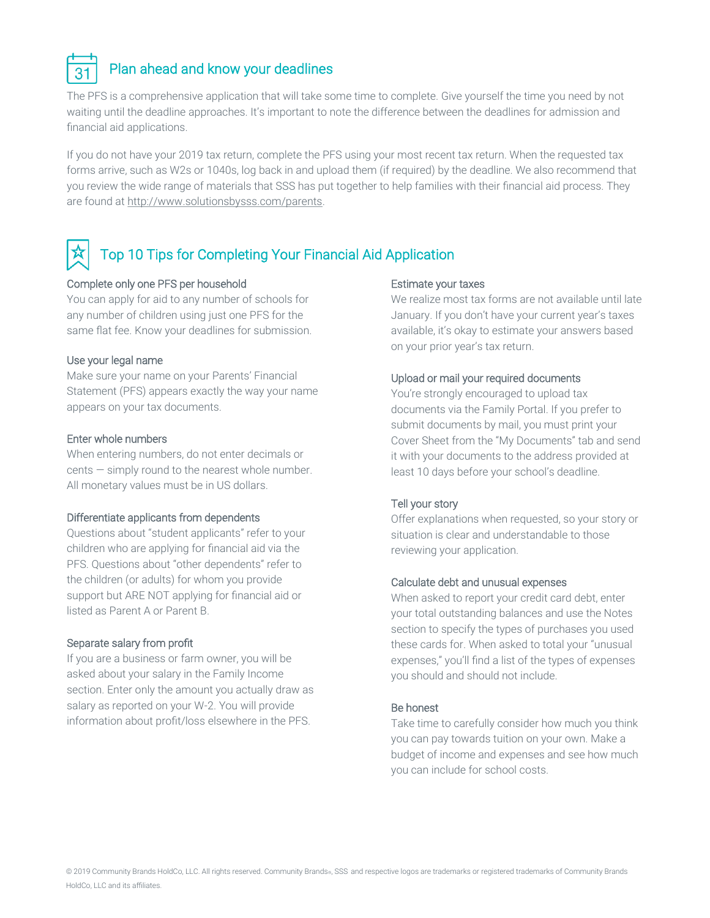## Plan ahead and know your deadlines

The PFS is a comprehensive application that will take some time to complete. Give yourself the time you need by not waiting until the deadline approaches. It's important to note the difference between the deadlines for admission and financial aid applications.

If you do not have your 2019 tax return, complete the PFS using your most recent tax return. When the requested tax forms arrive, such as W2s or 1040s, log back in and upload them (if required) by the deadline. We also recommend that you review the wide range of materials that SSS has put together to help families with their financial aid process. They are found at http://www.solutionsbysss.com/parents.

## Top 10 Tips for Completing Your Financial Aid Application

### Complete only one PFS per household

You can apply for aid to any number of schools for any number of children using just one PFS for the same flat fee. Know your deadlines for submission.

### Use your legal name

Make sure your name on your Parents' Financial Statement (PFS) appears exactly the way your name appears on your tax documents.

### Enter whole numbers

When entering numbers, do not enter decimals or cents — simply round to the nearest whole number. All monetary values must be in US dollars.

### Differentiate applicants from dependents

Questions about "student applicants" refer to your children who are applying for financial aid via the PFS. Questions about "other dependents" refer to the children (or adults) for whom you provide support but ARE NOT applying for financial aid or listed as Parent A or Parent B.

### Separate salary from profit

If you are a business or farm owner, you will be asked about your salary in the Family Income section. Enter only the amount you actually draw as salary as reported on your W-2. You will provide information about profit/loss elsewhere in the PFS.

### Estimate your taxes

We realize most tax forms are not available until late January. If you don't have your current year's taxes available, it's okay to estimate your answers based on your prior year's tax return.

### Upload or mail your required documents

You're strongly encouraged to upload tax documents via the Family Portal. If you prefer to submit documents by mail, you must print your Cover Sheet from the "My Documents" tab and send it with your documents to the address provided at least 10 days before your school's deadline.

### Tell your story

Offer explanations when requested, so your story or situation is clear and understandable to those reviewing your application.

### Calculate debt and unusual expenses

When asked to report your credit card debt, enter your total outstanding balances and use the Notes section to specify the types of purchases you used these cards for. When asked to total your "unusual expenses," you'll find a list of the types of expenses you should and should not include.

### Be honest

Take time to carefully consider how much you think you can pay towards tuition on your own. Make a budget of income and expenses and see how much you can include for school costs.

© 2019 Community Brands HoldCo, LLC. All rights reserved. Community Brands®, SSS and respective logos are trademarks or registered trademarks of Community Brands HoldCo, LLC and its affiliates.